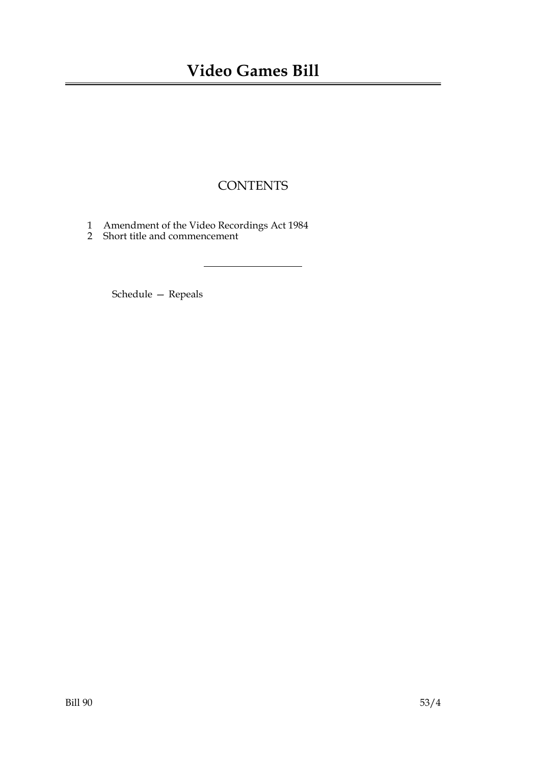# Video Games Bill

## CONTENTS

1 Amendment of the Video Recordings Act 1984
2 Short title and commencement

---

Schedule — Repeals

Bill 90 53/4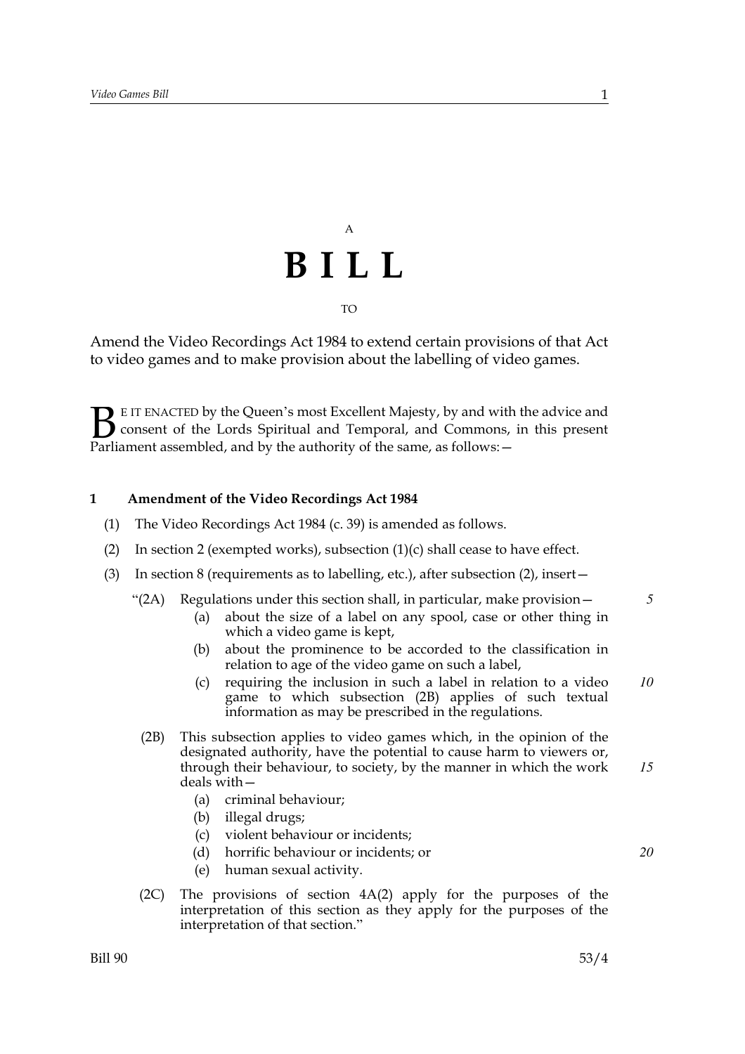A

# B I L L

TO

Amend the Video Recordings Act 1984 to extend certain provisions of that Act to video games and to make provision about the labelling of video games.

BE IT ENACTED by the Queen's most Excellent Majesty, by and with the advice and consent of the Lords Spiritual and Temporal, and Commons, in this present Parliament assembled, and by the authority of the same, as follows:—

**1 Amendment of the Video Recordings Act 1984**

(1) The Video Recordings Act 1984 (c. 39) is amended as follows.

(2) In section 2 (exempted works), subsection (1)(c) shall cease to have effect.

(3) In section 8 (requirements as to labelling, etc.), after subsection (2), insert—

"(2A) Regulations under this section shall, in particular, make provision—

(a) about the size of a label on any spool, case or other thing in which a video game is kept,

(b) about the prominence to be accorded to the classification in relation to age of the video game on such a label,

(c) requiring the inclusion in such a label in relation to a video game to which subsection (2B) applies of such textual information as may be prescribed in the regulations.

(2B) This subsection applies to video games which, in the opinion of the designated authority, have the potential to cause harm to viewers or, through their behaviour, to society, by the manner in which the work deals with—

(a) criminal behaviour;

(b) illegal drugs;

(c) violent behaviour or incidents;

(d) horrific behaviour or incidents; or

(e) human sexual activity.

(2C) The provisions of section 4A(2) apply for the purposes of the interpretation of this section as they apply for the purposes of the interpretation of that section."

Bill 90 53/4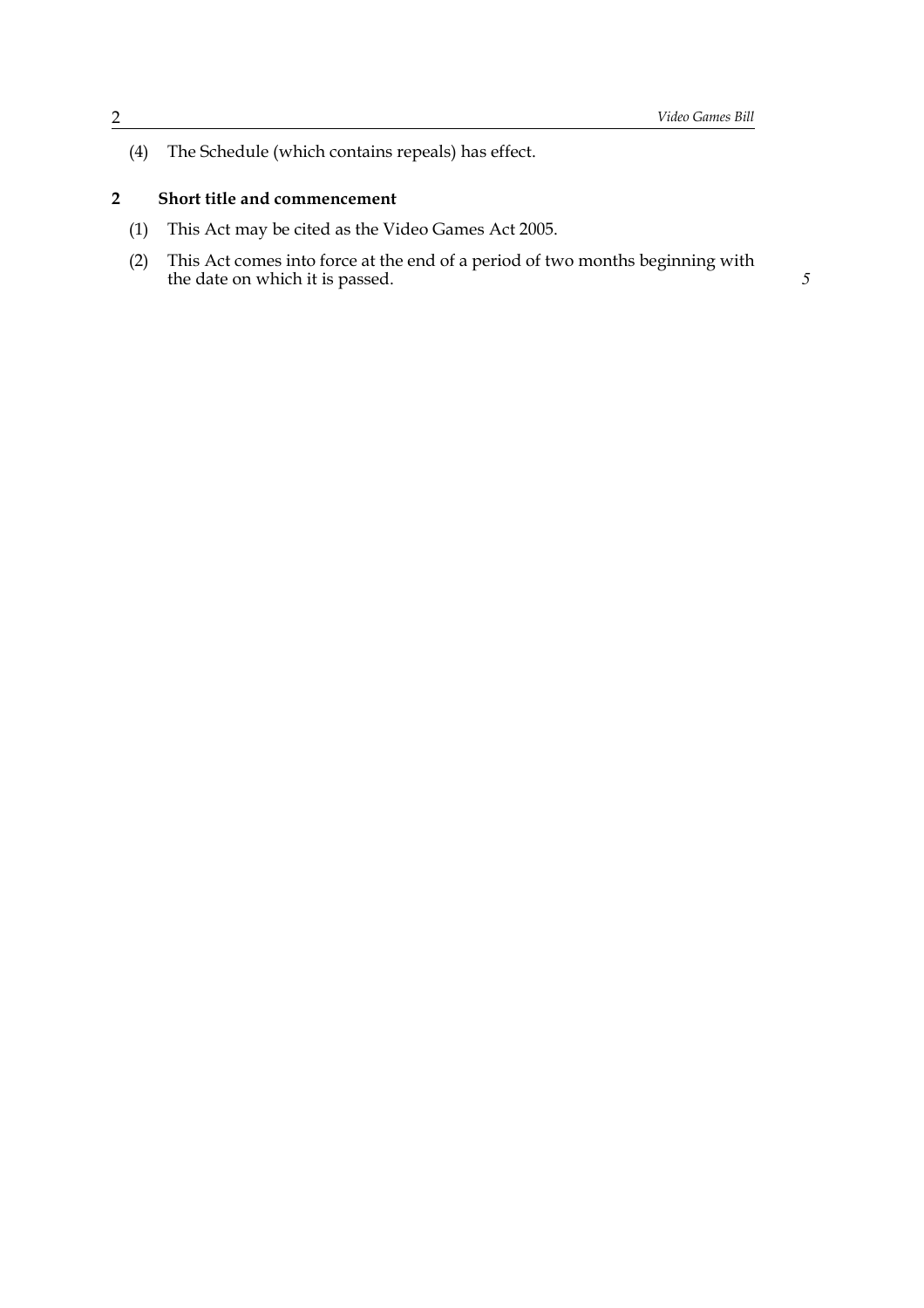(4) The Schedule (which contains repeals) has effect.

## 2 Short title and commencement

(1) This Act may be cited as the Video Games Act 2005.

(2) This Act comes into force at the end of a period of two months beginning with the date on which it is passed.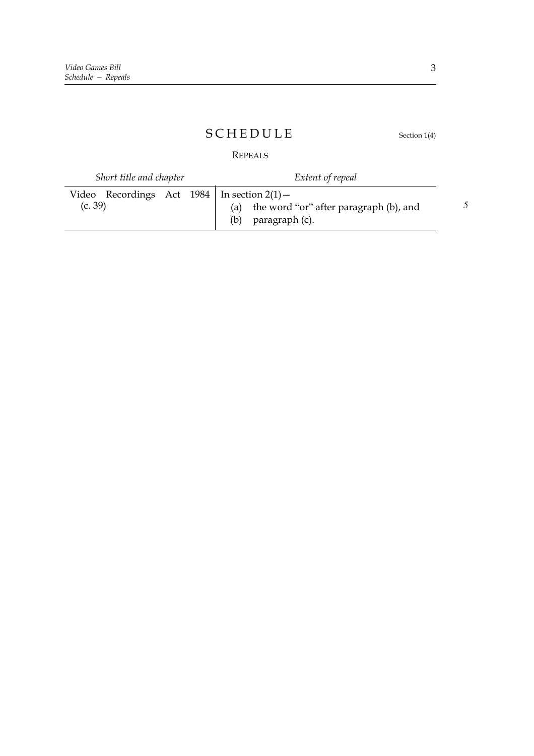# SCHEDULE

Section 1(4)

## REPEALS

| *Short title and chapter* | *Extent of repeal* |
| --- | --- |
| Video Recordings Act 1984 (c. 39) | In section 2(1)— (a) the word "or" after paragraph (b), and (b) paragraph (c). |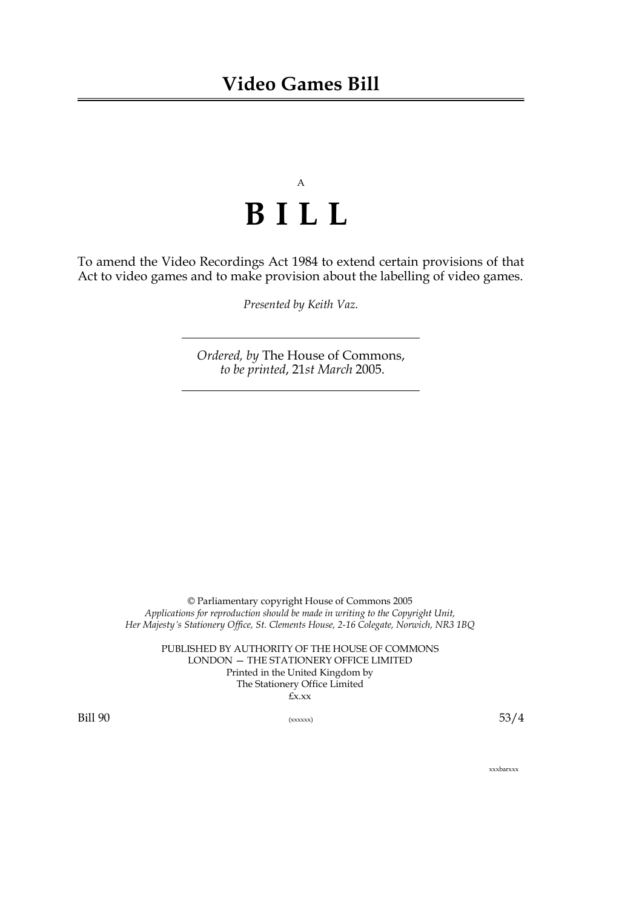# Video Games Bill

A

# B I L L

To amend the Video Recordings Act 1984 to extend certain provisions of that Act to video games and to make provision about the labelling of video games.

*Presented by Keith Vaz.*

*Ordered, by* The House of Commons, *to be printed*, 21*st March* 2005.

© Parliamentary copyright House of Commons 2005
*Applications for reproduction should be made in writing to the Copyright Unit, Her Majesty's Stationery Office, St. Clements House, 2-16 Colegate, Norwich, NR3 1BQ*

PUBLISHED BY AUTHORITY OF THE HOUSE OF COMMONS
LONDON — THE STATIONERY OFFICE LIMITED
Printed in the United Kingdom by
The Stationery Office Limited
£x.xx

Bill 90 (xxxxxx) 53/4

xxxbarxxx